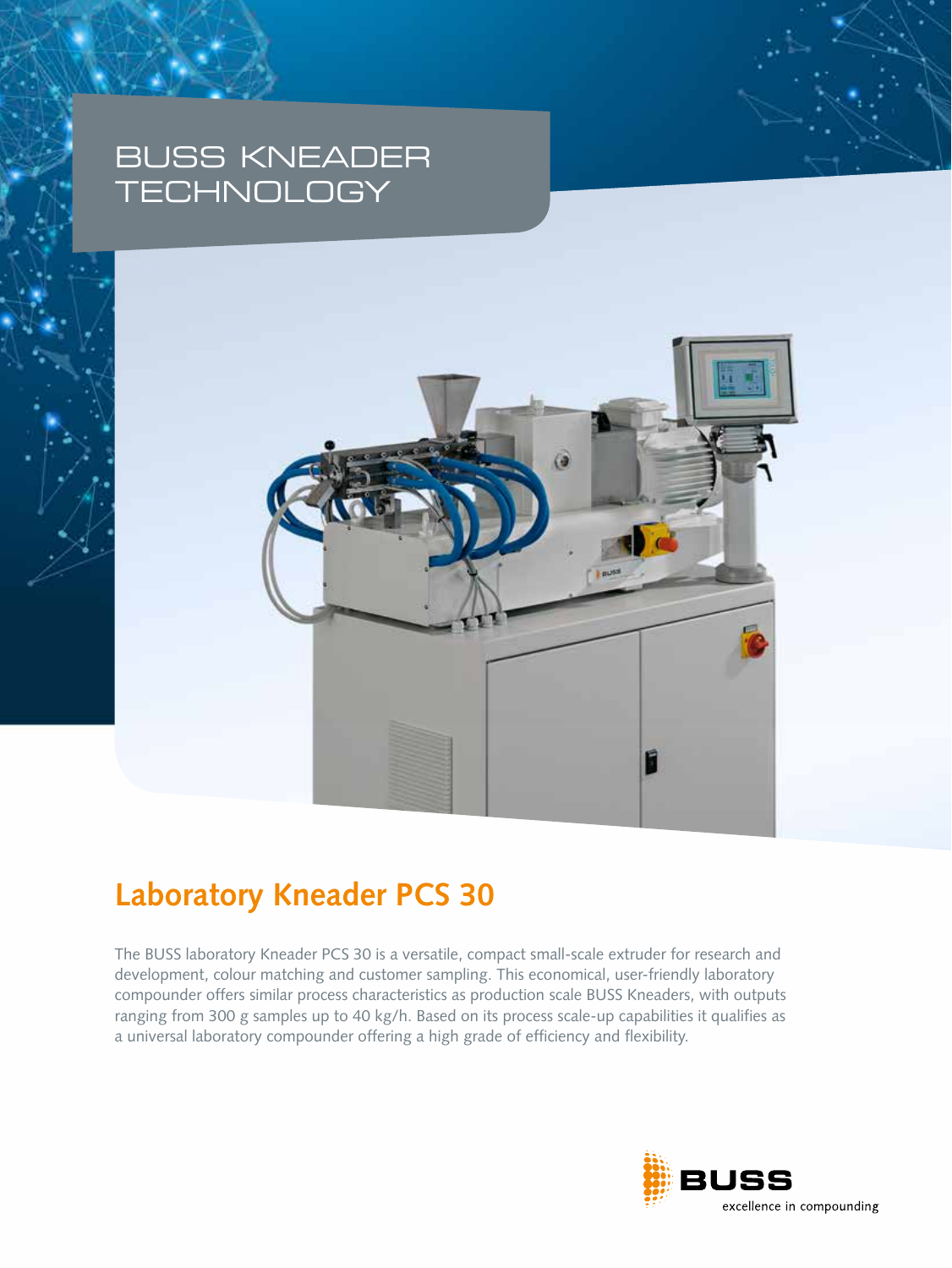# BUSS KNEADER TECHNOLOGY

## Laboratory Kneader PCS 30

The BUSS laboratory Kneader PCS 30 is a versatile, compact small-scale extruder for research and development, colour matching and customer sampling. This economical, user-friendly laboratory compounder offers similar process characteristics as production scale BUSS Kneaders, with outputs ranging from 300 g samples up to 40 kg/h. Based on its process scale-up capabilities it qualifies as a universal laboratory compounder offering a high grade of efficiency and flexibility.

BUSS

excellence in compounding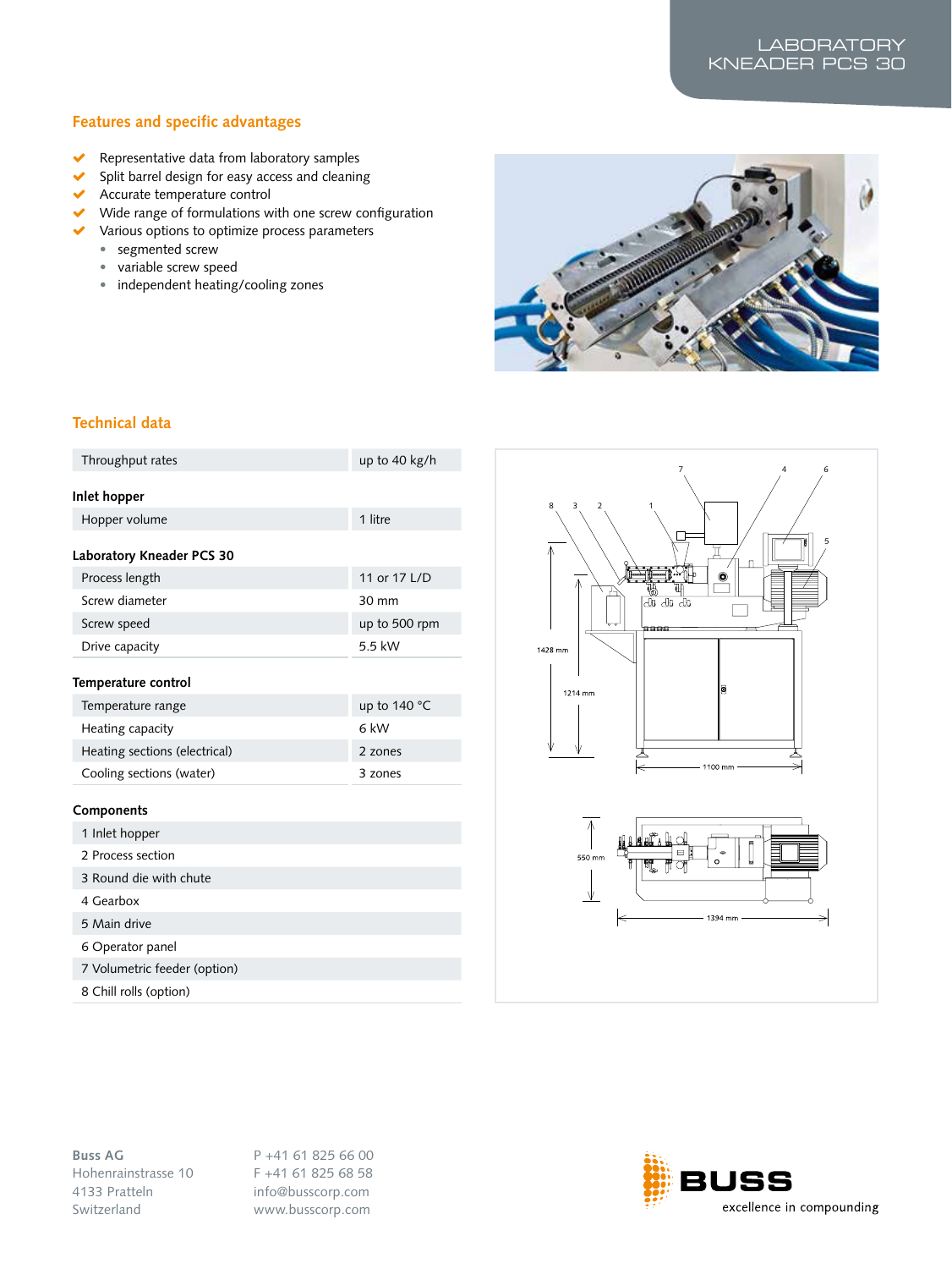# LABORATORY KNEADER PCS 30

## Features and specific advantages

- Representative data from laboratory samples
- Split barrel design for easy access and cleaning
- Accurate temperature control
- Wide range of formulations with one screw configuration
- Various options to optimize process parameters
  - segmented screw
  - variable screw speed
  - independent heating/cooling zones

## Technical data

| | |
|---|---|
| Throughput rates | up to 40 kg/h |

**Inlet hopper**

| | |
|---|---|
| Hopper volume | 1 litre |

**Laboratory Kneader PCS 30**

| | |
|---|---|
| Process length | 11 or 17 L/D |
| Screw diameter | 30 mm |
| Screw speed | up to 500 rpm |
| Drive capacity | 5.5 kW |

**Temperature control**

| | |
|---|---|
| Temperature range | up to 140 °C |
| Heating capacity | 6 kW |
| Heating sections (electrical) | 2 zones |
| Cooling sections (water) | 3 zones |

**Components**

| |
|---|
| 1 Inlet hopper |
| 2 Process section |
| 3 Round die with chute |
| 4 Gearbox |
| 5 Main drive |
| 6 Operator panel |
| 7 Volumetric feeder (option) |
| 8 Chill rolls (option) |

1428 mm
1214 mm
1100 mm
550 mm
1394 mm

**Buss AG**
Hohenrainstrasse 10
4133 Pratteln
Switzerland

P +41 61 825 66 00
F +41 61 825 68 58
info@busscorp.com
www.busscorp.com

BUSS excellence in compounding